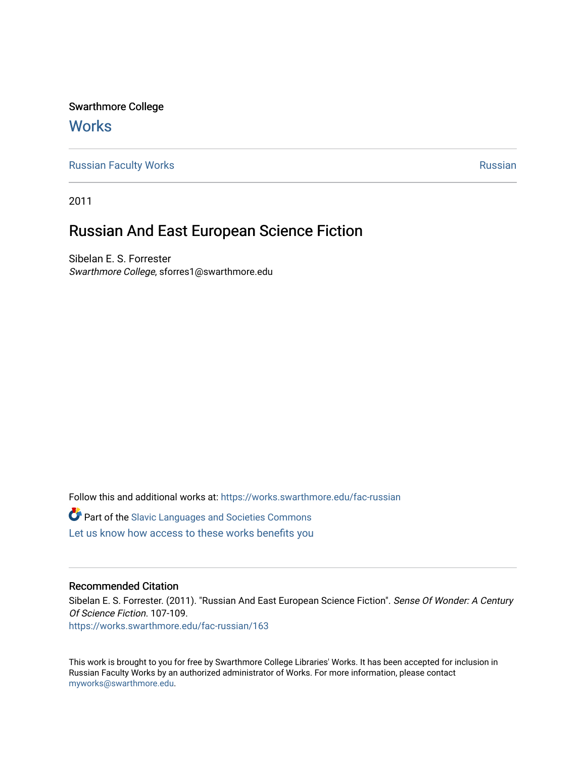Swarthmore College

# Works

Russian Faculty Works

Russian

2011

## Russian And East European Science Fiction

Sibelan E. S. Forrester
*Swarthmore College*, sforres1@swarthmore.edu

Follow this and additional works at: https://works.swarthmore.edu/fac-russian

Part of the Slavic Languages and Societies Commons

Let us know how access to these works benefits you

### Recommended Citation

Sibelan E. S. Forrester. (2011). "Russian And East European Science Fiction". *Sense Of Wonder: A Century Of Science Fiction*. 107-109.
https://works.swarthmore.edu/fac-russian/163

This work is brought to you for free by Swarthmore College Libraries' Works. It has been accepted for inclusion in Russian Faculty Works by an authorized administrator of Works. For more information, please contact myworks@swarthmore.edu.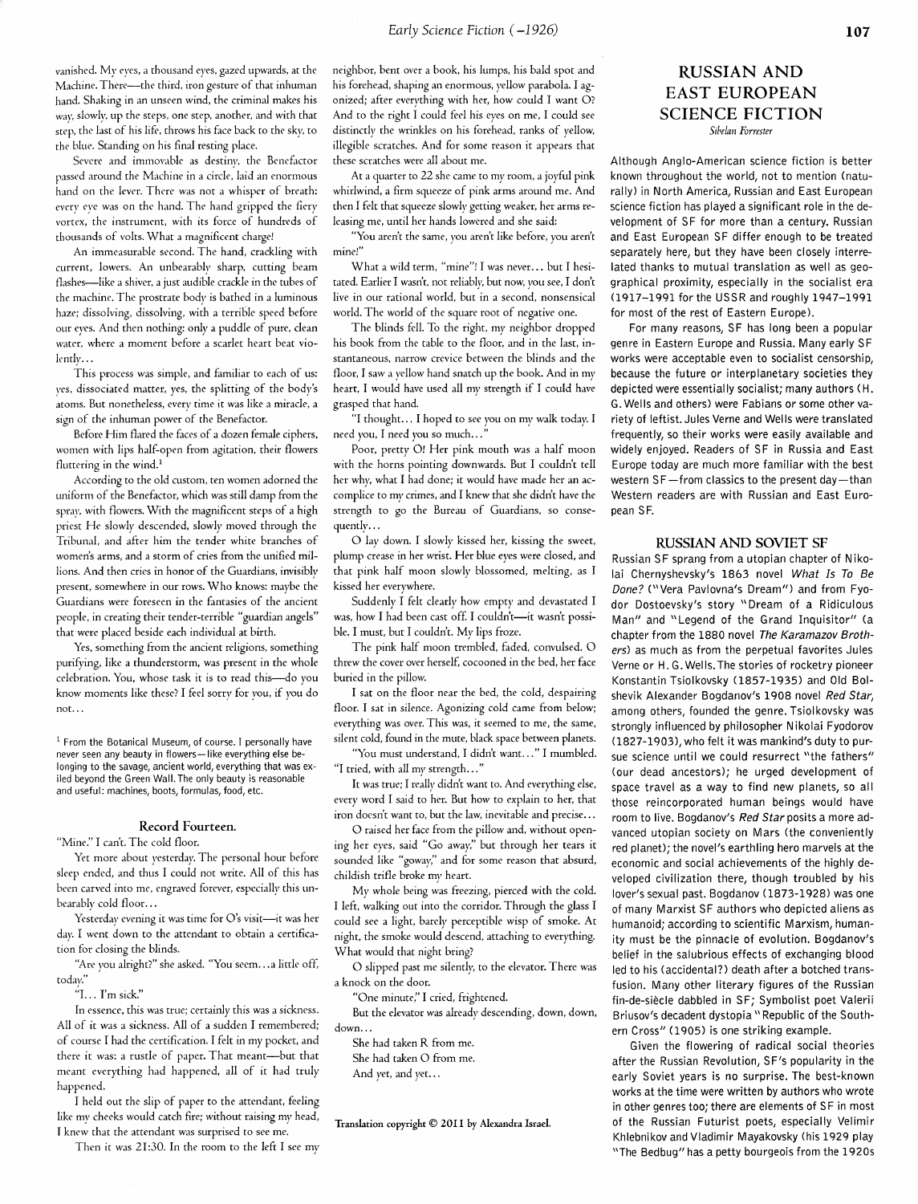vanished. My eyes, a thousand eyes, gazed upwards, at the Machine. There—the third, iron gesture of that inhuman hand. Shaking in an unseen wind, the criminal makes his way, slowly, up the steps, one step, another, and with that step, the last of his life, throws his face back to the sky, to the blue. Standing on his final resting place.

Severe and immovable as destiny, the Benefactor passed around the Machine in a circle, laid an enormous hand on the lever. There was not a whisper of breath: every eye was on the hand. The hand gripped the fiery vortex, the instrument, with its force of hundreds of thousands of volts. What a magnificent charge!

An immeasurable second. The hand, crackling with current, lowers. An unbearably sharp, cutting beam flashes—like a shiver, a just audible crackle in the tubes of the machine. The prostrate body is bathed in a luminous haze; dissolving, dissolving, with a terrible speed before our eyes. And then nothing: only a puddle of pure, clean water, where a moment before a scarlet heart beat violently...

This process was simple, and familiar to each of us: yes, dissociated matter, yes, the splitting of the body's atoms. But nonetheless, every time it was like a miracle, a sign of the inhuman power of the Benefactor.

Before Him flared the faces of a dozen female ciphers, women with lips half-open from agitation, their flowers fluttering in the wind.[1]

According to the old custom, ten women adorned the uniform of the Benefactor, which was still damp from the spray, with flowers. With the magnificent steps of a high priest He slowly descended, slowly moved through the Tribunal, and after him the tender white branches of women's arms, and a storm of cries from the unified millions. And then cries in honor of the Guardians, invisibly present, somewhere in our rows. Who knows: maybe the Guardians were foreseen in the fantasies of the ancient people, in creating their tender-terrible "guardian angels" that were placed beside each individual at birth.

Yes, something from the ancient religions, something purifying, like a thunderstorm, was present in the whole celebration. You, whose task it is to read this—do you know moments like these? I feel sorry for you, if you do not...

[1] From the Botanical Museum, of course. I personally have never seen any beauty in flowers—like everything else belonging to the savage, ancient world, everything that was exiled beyond the Green Wall. The only beauty is reasonable and useful: machines, boots, formulas, food, etc.

### Record Fourteen.

"Mine." I can't. The cold floor.

Yet more about yesterday. The personal hour before sleep ended, and thus I could not write. All of this has been carved into me, engraved forever, especially this unbearably cold floor...

Yesterday evening it was time for O's visit—it was her day. I went down to the attendant to obtain a certification for closing the blinds.

"Are you alright?" she asked. "You seem...a little off, today."

"I... I'm sick."

In essence, this was true; certainly this was a sickness. All of it was a sickness. All of a sudden I remembered; of course I had the certification. I felt in my pocket, and there it was: a rustle of paper. That meant—but that meant everything had happened, all of it had truly happened.

I held out the slip of paper to the attendant, feeling like my cheeks would catch fire; without raising my head, I knew that the attendant was surprised to see me.

Then it was 21:30. In the room to the left I see my neighbor, bent over a book, his lumps, his bald spot and his forehead, shaping an enormous, yellow parabola. I agonized; after everything with her, how could I want O? And to the right I could feel his eyes on me, I could see distinctly the wrinkles on his forehead, ranks of yellow, illegible scratches. And for some reason it appears that these scratches were all about me.

At a quarter to 22 she came to my room, a joyful pink whirlwind, a firm squeeze of pink arms around me. And then I felt that squeeze slowly getting weaker, her arms releasing me, until her hands lowered and she said:

"You aren't the same, you aren't like before, you aren't mine!"

What a wild term, "mine"! I was never... but I hesitated. Earlier I wasn't, not reliably, but now, you see, I don't live in our rational world, but in a second, nonsensical world. The world of the square root of negative one.

The blinds fell. To the right, my neighbor dropped his book from the table to the floor, and in the last, instantaneous, narrow crevice between the blinds and the floor, I saw a yellow hand snatch up the book. And in my heart, I would have used all my strength if I could have grasped that hand.

"I thought... I hoped to see you on my walk today. I need you, I need you so much..."

Poor, pretty O! Her pink mouth was a half moon with the horns pointing downwards. But I couldn't tell her why, what I had done; it would have made her an accomplice to my crimes, and I knew that she didn't have the strength to go the Bureau of Guardians, so consequently...

O lay down. I slowly kissed her, kissing the sweet, plump crease in her wrist. Her blue eyes were closed, and that pink half moon slowly blossomed, melting, as I kissed her everywhere.

Suddenly I felt clearly how empty and devastated I was, how I had been cast off. I couldn't—it wasn't possible. I must, but I couldn't. My lips froze.

The pink half moon trembled, faded, convulsed. O threw the cover over herself, cocooned in the bed, her face buried in the pillow.

I sat on the floor near the bed, the cold, despairing floor. I sat in silence. Agonizing cold came from below; everything was over. This was, it seemed to me, the same, silent cold, found in the mute, black space between planets.

"You must understand, I didn't want..." I mumbled. "I tried, with all my strength..."

It was true; I really didn't want to. And everything else, every word I said to her. But how to explain to her, that iron doesn't want to, but the law, inevitable and precise...

O raised her face from the pillow and, without opening her eyes, said "Go away," but through her tears it sounded like "goway," and for some reason that absurd, childish trifle broke my heart.

My whole being was freezing, pierced with the cold. I left, walking out into the corridor. Through the glass I could see a light, barely perceptible wisp of smoke. At night, the smoke would descend, attaching to everything. What would that night bring?

O slipped past me silently, to the elevator. There was a knock on the door.

"One minute," I cried, frightened.

But the elevator was already descending, down, down, down...

She had taken R from me.
She had taken O from me.
And yet, and yet...

**Translation copyright © 2011 by Alexandra Israel.**

# RUSSIAN AND EAST EUROPEAN SCIENCE FICTION

*Sibelan Forrester*

Although Anglo-American science fiction is better known throughout the world, not to mention (naturally) in North America, Russian and East European science fiction has played a significant role in the development of SF for more than a century. Russian and East European SF differ enough to be treated separately here, but they have been closely interrelated thanks to mutual translation as well as geographical proximity, especially in the socialist era (1917–1991 for the USSR and roughly 1947–1991 for most of the rest of Eastern Europe).

For many reasons, SF has long been a popular genre in Eastern Europe and Russia. Many early SF works were acceptable even to socialist censorship, because the future or interplanetary societies they depicted were essentially socialist; many authors (H. G. Wells and others) were Fabians or some other variety of leftist. Jules Verne and Wells were translated frequently, so their works were easily available and widely enjoyed. Readers of SF in Russia and East Europe today are much more familiar with the best western SF—from classics to the present day—than Western readers are with Russian and East European SF.

## RUSSIAN AND SOVIET SF

Russian SF sprang from a utopian chapter of Nikolai Chernyshevsky's 1863 novel *What Is To Be Done?* ("Vera Pavlovna's Dream") and from Fyodor Dostoevsky's story "Dream of a Ridiculous Man" and "Legend of the Grand Inquisitor" (a chapter from the 1880 novel *The Karamazov Brothers*) as much as from the perpetual favorites Jules Verne or H. G. Wells. The stories of rocketry pioneer Konstantin Tsiolkovsky (1857–1935) and Old Bolshevik Alexander Bogdanov's 1908 novel *Red Star*, among others, founded the genre. Tsiolkovsky was strongly influenced by philosopher Nikolai Fyodorov (1827–1903), who felt it was mankind's duty to pursue science until we could resurrect "the fathers" (our dead ancestors); he urged development of space travel as a way to find new planets, so all those reincorporated human beings would have room to live. Bogdanov's *Red Star* posits a more advanced utopian society on Mars (the conveniently red planet); the novel's earthling hero marvels at the economic and social achievements of the highly developed civilization there, though troubled by his lover's sexual past. Bogdanov (1873–1928) was one of many Marxist SF authors who depicted aliens as humanoid; according to scientific Marxism, humanity must be the pinnacle of evolution. Bogdanov's belief in the salubrious effects of exchanging blood led to his (accidental?) death after a botched transfusion. Many other literary figures of the Russian fin-de-siècle dabbled in SF; Symbolist poet Valerii Briusov's decadent dystopia "Republic of the Southern Cross" (1905) is one striking example.

Given the flowering of radical social theories after the Russian Revolution, SF's popularity in the early Soviet years is no surprise. The best-known works at the time were written by authors who wrote in other genres too; there are elements of SF in most of the Russian Futurist poets, especially Velimir Khlebnikov and Vladimir Mayakovsky (his 1929 play "The Bedbug" has a petty bourgeois from the 1920s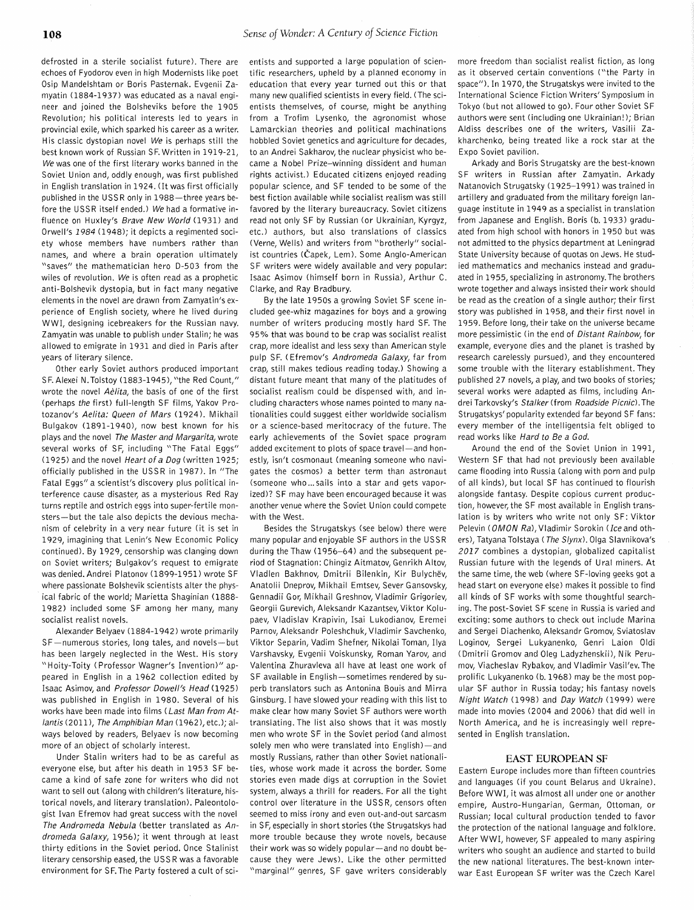defrosted in a sterile socialist future). There are echoes of Fyodorov even in high Modernists like poet Osip Mandelshtam or Boris Pasternak. Evgenii Zamyatin (1884-1937) was educated as a naval engineer and joined the Bolsheviks before the 1905 Revolution; his political interests led to years in provincial exile, which sparked his career as a writer. His classic dystopian novel *We* is perhaps still the best known work of Russian SF. Written in 1919-21, *We* was one of the first literary works banned in the Soviet Union and, oddly enough, was first published in English translation in 1924. (It was first officially published in the USSR only in 1988—three years before the USSR itself ended.) *We* had a formative influence on Huxley's *Brave New World* (1931) and Orwell's *1984* (1948); it depicts a regimented society whose members have numbers rather than names, and where a brain operation ultimately "saves" the mathematician hero D-503 from the wiles of revolution. *We* is often read as a prophetic anti-Bolshevik dystopia, but in fact many negative elements in the novel are drawn from Zamyatin's experience of English society, where he lived during WWI, designing icebreakers for the Russian navy. Zamyatin was unable to publish under Stalin; he was allowed to emigrate in 1931 and died in Paris after years of literary silence.

Other early Soviet authors produced important SF. Alexei N. Tolstoy (1883-1945), "the Red Count," wrote the novel *Aèlita*, the basis of one of the first (perhaps *the* first) full-length SF films, Yakov Protozanov's *Aelita: Queen of Mars* (1924). Mikhail Bulgakov (1891-1940), now best known for his plays and the novel *The Master and Margarita*, wrote several works of SF, including "The Fatal Eggs" (1925) and the novel *Heart of a Dog* (written 1925; officially published in the USSR in 1987). In "The Fatal Eggs" a scientist's discovery plus political interference cause disaster, as a mysterious Red Ray turns reptile and ostrich eggs into super-fertile monsters—but the tale also depicts the devious mechanism of celebrity in a very near future (it is set in 1929, imagining that Lenin's New Economic Policy continued). By 1929, censorship was clanging down on Soviet writers; Bulgakov's request to emigrate was denied. Andrei Platonov (1899-1951) wrote SF where passionate Bolshevik scientists alter the physical fabric of the world; Marietta Shaginian (1888-1982) included some SF among her many, many socialist realist novels.

Alexander Belyaev (1884-1942) wrote primarily SF—numerous stories, long tales, and novels—but has been largely neglected in the West. His story "Hoity-Toity (Professor Wagner's Invention)" appeared in English in a 1962 collection edited by Isaac Asimov, and *Professor Dowell's Head* (1925) was published in English in 1980. Several of his works have been made into films (*Last Man from Atlantis* (2011), *The Amphibian Man* (1962), etc.); always beloved by readers, Belyaev is now becoming more of an object of scholarly interest.

Under Stalin writers had to be as careful as everyone else, but after his death in 1953 SF became a kind of safe zone for writers who did not want to sell out (along with children's literature, historical novels, and literary translation). Paleontologist Ivan Efremov had great success with the novel *The Andromeda Nebula* (better translated as *Andromeda Galaxy*, 1956); it went through at least thirty editions in the Soviet period. Once Stalinist literary censorship eased, the USSR was a favorable environment for SF. The Party fostered a cult of scientists and supported a large population of scientific researchers, upheld by a planned economy in education that every year turned out this or that many new qualified scientists in every field. (The scientists themselves, of course, might be anything from a Trofim Lysenko, the agronomist whose Lamarckian theories and political machinations hobbled Soviet genetics and agriculture for decades, to an Andrei Sakharov, the nuclear physicist who became a Nobel Prize–winning dissident and human rights activist.) Educated citizens enjoyed reading popular science, and SF tended to be some of the best fiction available while socialist realism was still favored by the literary bureaucracy. Soviet citizens read not only SF by Russian (or Ukrainian, Kyrgyz, etc.) authors, but also translations of classics (Verne, Wells) and writers from "brotherly" socialist countries (Čapek, Lem). Some Anglo-American SF writers were widely available and very popular: Isaac Asimov (himself born in Russia), Arthur C. Clarke, and Ray Bradbury.

By the late 1950s a growing Soviet SF scene included gee-whiz magazines for boys and a growing number of writers producing mostly hard SF. The 95% that was bound to be crap was socialist realist crap, more idealist and less sexy than American style pulp SF. (Efremov's *Andromeda Galaxy*, far from crap, still makes tedious reading today.) Showing a distant future meant that many of the platitudes of socialist realism could be dispensed with, and including characters whose names pointed to many nationalities could suggest either worldwide socialism or a science-based meritocracy of the future. The early achievements of the Soviet space program added excitement to plots of space travel—and honestly, isn't cosmonaut (meaning someone who navigates the cosmos) a better term than astronaut (someone who...sails into a star and gets vaporized)? SF may have been encouraged because it was another venue where the Soviet Union could compete with the West.

Besides the Strugatskys (see below) there were many popular and enjoyable SF authors in the USSR during the Thaw (1956–64) and the subsequent period of Stagnation: Chingiz Aitmatov, Genrikh Altov, Vladlen Bakhnov, Dmitrii Bilenkin, Kir Bulychëv, Anatolii Dneprov, Mikhail Emtsev, Sever Gansovsky, Gennadii Gor, Mikhail Greshnov, Vladimir Grigoriev, Georgii Gurevich, Aleksandr Kazantsev, Viktor Kolupaev, Vladislav Krapivin, Isai Lukodianov, Eremei Parnov, Aleksandr Poleshchuk, Vladimir Savchenko, Viktor Separin, Vadim Shefner, Nikolai Toman, Ilya Varshavsky, Evgenii Voiskunsky, Roman Yarov, and Valentina Zhuravleva all have at least one work of SF available in English—sometimes rendered by superb translators such as Antonina Bouis and Mirra Ginsburg. I have slowed your reading with this list to make clear how many Soviet SF authors were worth translating. The list also shows that it was mostly men who wrote SF in the Soviet period (and almost solely men who were translated into English)—and mostly Russians, rather than other Soviet nationalities, whose work made it across the border. Some stories even made digs at corruption in the Soviet system, always a thrill for readers. For all the tight control over literature in the USSR, censors often seemed to miss irony and even out-and-out sarcasm in SF, especially in short stories (the Strugatskys had more trouble because they wrote novels, because their work was so widely popular—and no doubt because they were Jews). Like the other permitted "marginal" genres, SF gave writers considerably more freedom than socialist realist fiction, as long as it observed certain conventions ("the Party in space"). In 1970, the Strugatskys were invited to the International Science Fiction Writers' Symposium in Tokyo (but not allowed to go). Four other Soviet SF authors were sent (including one Ukrainian!); Brian Aldiss describes one of the writers, Vasilii Zakharchenko, being treated like a rock star at the Expo Soviet pavilion.

Arkady and Boris Strugatsky are the best-known SF writers in Russian after Zamyatin. Arkady Natanovich Strugatsky (1925–1991) was trained in artillery and graduated from the military foreign language institute in 1949 as a specialist in translation from Japanese and English. Boris (b. 1933) graduated from high school with honors in 1950 but was not admitted to the physics department at Leningrad State University because of quotas on Jews. He studied mathematics and mechanics instead and graduated in 1955, specializing in astronomy. The brothers wrote together and always insisted their work should be read as the creation of a single author; their first story was published in 1958, and their first novel in 1959. Before long, their take on the universe became more pessimistic (in the end of *Distant Rainbow*, for example, everyone dies and the planet is trashed by research carelessly pursued), and they encountered some trouble with the literary establishment. They published 27 novels, a play, and two books of stories; several works were adapted as films, including Andrei Tarkovsky's *Stalker* (from *Roadside Picnic*). The Strugatskys' popularity extended far beyond SF fans: every member of the intelligentsia felt obliged to read works like *Hard to Be a God*.

Around the end of the Soviet Union in 1991, Western SF that had not previously been available came flooding into Russia (along with porn and pulp of all kinds), but local SF has continued to flourish alongside fantasy. Despite copious current production, however, the SF most available in English translation is by writers who write not only SF: Viktor Pelevin (*OMON Ra*), Vladimir Sorokin (*Ice* and others), Tatyana Tolstaya (*The Slynx*). Olga Slavnikova's *2017* combines a dystopian, globalized capitalist Russian future with the legends of Ural miners. At the same time, the web (where SF-loving geeks got a head start on everyone else) makes it possible to find all kinds of SF works with some thoughtful searching. The post-Soviet SF scene in Russia is varied and exciting: some authors to check out include Marina and Sergei Diachenko, Aleksandr Gromov, Sviatoslav Loginov, Sergei Lukyanenko, Genri Laion Oldi (Dmitrii Gromov and Oleg Ladyzhenskii), Nik Perumov, Viacheslav Rybakov, and Vladimir Vasil'ev. The prolific Lukyanenko (b. 1968) may be the most popular SF author in Russia today; his fantasy novels *Night Watch* (1998) and *Day Watch* (1999) were made into movies (2004 and 2006) that did well in North America, and he is increasingly well represented in English translation.

## EAST EUROPEAN SF

Eastern Europe includes more than fifteen countries and languages (if you count Belarus and Ukraine). Before WWI, it was almost all under one or another empire, Austro-Hungarian, German, Ottoman, or Russian; local cultural production tended to favor the protection of the national language and folklore. After WWI, however, SF appealed to many aspiring writers who sought an audience and started to build the new national literatures. The best-known interwar East European SF writer was the Czech Karel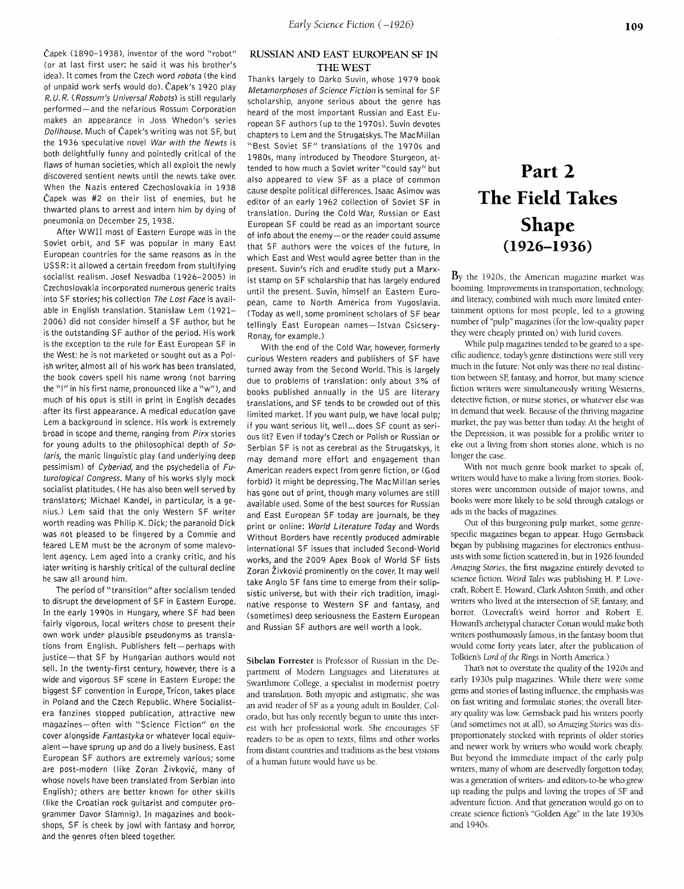Čapek (1890–1938), inventor of the word "robot" (or at last first user: he said it was his brother's idea). It comes from the Czech word *robota* (the kind of unpaid work serfs would do). Čapek's 1920 play *R.U.R.* (*Rossum's Universal Robots*) is still regularly performed—and the nefarious Rossum Corporation makes an appearance in Joss Whedon's series *Dollhouse*. Much of Čapek's writing was not SF, but the 1936 speculative novel *War with the Newts* is both delightfully funny and pointedly critical of the flaws of human societies, which all exploit the newly discovered sentient newts until the newts take over. When the Nazis entered Czechoslovakia in 1938 Čapek was #2 on their list of enemies, but he thwarted plans to arrest and intern him by dying of pneumonia on December 25, 1938.

After WWII most of Eastern Europe was in the Soviet orbit, and SF was popular in many East European countries for the same reasons as in the USSR: it allowed a certain freedom from stultifying socialist realism. Josef Nesvadba (1926–2005) in Czechoslovakia incorporated numerous generic traits into SF stories; his collection *The Lost Face* is available in English translation. Stanisław Lem (1921–2006) did not consider himself a SF author, but he is the outstanding SF author of the period. His work is the exception to the rule for East European SF in the West: he is not marketed or sought out as a Polish writer, almost all of his work has been translated, the book covers spell his name wrong (not barring the "ł" in his first name, pronounced like a "w"), and much of his opus is still in print in English decades after its first appearance. A medical education gave Lem a background in science. His work is extremely broad in scope and theme, ranging from *Pirx* stories for young adults to the philosophical depth of *Solaris*, the manic linguistic play (and underlying deep pessimism) of *Cyberiad*, and the psychedelia of *Futurological Congress*. Many of his works slyly mock socialist platitudes. (He has also been well served by translators; Michael Kandel, in particular, is a genius.) Lem said that the only Western SF writer worth reading was Philip K. Dick; the paranoid Dick was not pleased to be fingered by a Commie and feared LEM must be the acronym of some malevolent agency. Lem aged into a cranky critic, and his later writing is harshly critical of the cultural decline he saw all around him.

The period of "transition" after socialism tended to disrupt the development of SF in Eastern Europe. In the early 1990s in Hungary, where SF had been fairly vigorous, local writers chose to present their own work under plausible pseudonyms as translations from English. Publishers felt—perhaps with justice—that SF by Hungarian authors would not sell. In the twenty-first century, however, there is a wide and vigorous SF scene in Eastern Europe: the biggest SF convention in Europe, Tricon, takes place in Poland and the Czech Republic. Where Socialist-era fanzines stopped publication, attractive new magazines—often with "Science Fiction" on the cover alongside *Fantastyka* or whatever local equivalent—have sprung up and do a lively business. East European SF authors are extremely various; some are post-modern (like Zoran Živković, many of whose novels have been translated from Serbian into English); others are better known for other skills (like the Croatian rock guitarist and computer programmer Davor Slamnig). In magazines and bookshops, SF is cheek by jowl with fantasy and horror, and the genres often bleed together.

## RUSSIAN AND EAST EUROPEAN SF IN THE WEST

Thanks largely to Darko Suvin, whose 1979 book *Metamorphoses of Science Fiction* is seminal for SF scholarship, anyone serious about the genre has heard of the most important Russian and East European SF authors (up to the 1970s). Suvin devotes chapters to Lem and the Strugatskys. The MacMillan "Best Soviet SF" translations of the 1970s and 1980s, many introduced by Theodore Sturgeon, attended to how much a Soviet writer "could say" but also appeared to view SF as a place of common cause despite political differences. Isaac Asimov was editor of an early 1962 collection of Soviet SF in translation. During the Cold War, Russian or East European SF could be read as an important source of info about the enemy—or the reader could assume that SF authors were the voices of the future, in which East and West would agree better than in the present. Suvin's rich and erudite study put a Marxist stamp on SF scholarship that has largely endured until the present. Suvin, himself an Eastern European, came to North America from Yugoslavia. (Today as well, some prominent scholars of SF bear tellingly East European names—Istvan Csicsery-Ronay, for example.)

With the end of the Cold War, however, formerly curious Western readers and publishers of SF have turned away from the Second World. This is largely due to problems of translation: only about 3% of books published annually in the US are literary translations, and SF tends to be crowded out of this limited market. If you want pulp, we have local pulp; if you want serious lit, well... does SF count as serious lit? Even if today's Czech or Polish or Russian or Serbian SF is not as cerebral as the Strugatskys, it may demand more effort and engagement than American readers expect from genre fiction, or (God forbid) it might be depressing. The MacMillan series has gone out of print, though many volumes are still available used. Some of the best sources for Russian and East European SF today are journals, be they print or online: *World Literature Today* and Words Without Borders have recently produced admirable international SF issues that included Second-World works, and the 2009 Apex Book of World SF lists Zoran Živković prominently on the cover. It may well take Anglo SF fans time to emerge from their solipsistic universe, but with their rich tradition, imaginative response to Western SF and fantasy, and (sometimes) deep seriousness the Eastern European and Russian SF authors are well worth a look.

**Sibelan Forrester** is Professor of Russian in the Department of Modern Languages and Literatures at Swarthmore College, a specialist in modernist poetry and translation. Both myopic and astigmatic, she was an avid reader of SF as a young adult in Boulder, Colorado, but has only recently begun to unite this interest with her professional work. She encourages SF readers to be as open to texts, films and other works from distant countries and traditions as the best visions of a human future would have us be.

# Part 2
# The Field Takes Shape (1926–1936)

By the 1920s, the American magazine market was booming. Improvements in transportation, technology, and literacy, combined with much more limited entertainment options for most people, led to a growing number of "pulp" magazines (for the low-quality paper they were cheaply printed on) with lurid covers.

While pulp magazines tended to be geared to a specific audience, today's genre distinctions were still very much in the future: Not only was there no real distinction between SF, fantasy, and horror, but many science fiction writers were simultaneously writing Westerns, detective fiction, or nurse stories, or whatever else was in demand that week. Because of the thriving magazine market, the pay was better than today. At the height of the Depression, it was possible for a prolific writer to eke out a living from short stories alone, which is no longer the case.

With not much genre book market to speak of, writers would have to make a living from stories. Bookstores were uncommon outside of major towns, and books were more likely to be sold through catalogs or ads in the backs of magazines.

Out of this burgeoning pulp market, some genre-specific magazines began to appear. Hugo Gernsback began by publising magazines for electronics enthusiasts with some fiction scattered in, but in 1926 founded *Amazing Stories*, the first magazine entirely devoted to science fiction. *Weird Tales* was publishing H. P. Lovecraft, Robert E. Howard, Clark Ashton Smith, and other writers who lived at the intersection of SF, fantasy, and horror. (Lovecraft's weird horror and Robert E. Howard's archetypal character Conan would make both writers posthumously famous, in the fantasy boom that would come forty years later, after the publication of Tolkien's *Lord of the Rings* in North America.)

That's not to overstate the quality of the 1920s and early 1930s pulp magazines. While there were some gems and stories of lasting influence, the emphasis was on fast writing and formulaic stories; the overall literary quality was low. Gernsback paid his writers poorly (and sometimes not at all), so *Amazing Stories* was disproportionately stocked with reprints of older stories and newer work by writers who would work cheaply. But beyond the immediate impact of the early pulp writers, many of whom are deservedly forgotton today, was a generation of writers- and editors-to-be who grew up reading the pulps and loving the tropes of SF and adventure fiction. And that generation would go on to create science fiction's "Golden Age" in the late 1930s and 1940s.